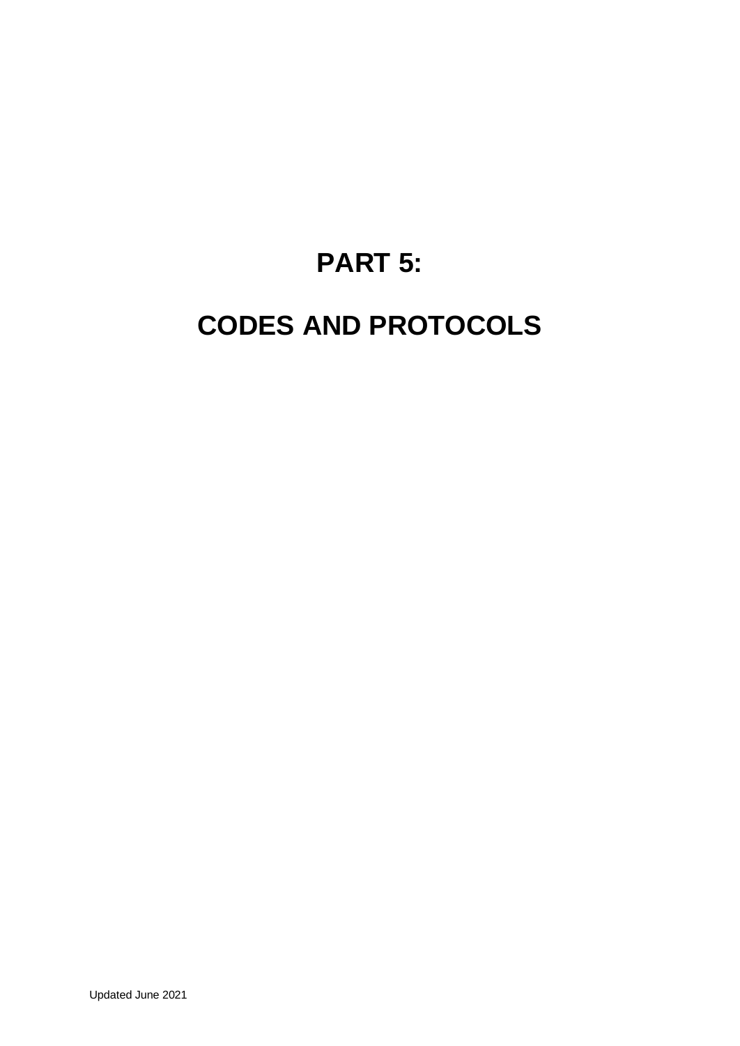# PART 5:

# CODES AND PROTOCOLS

Updated June 2021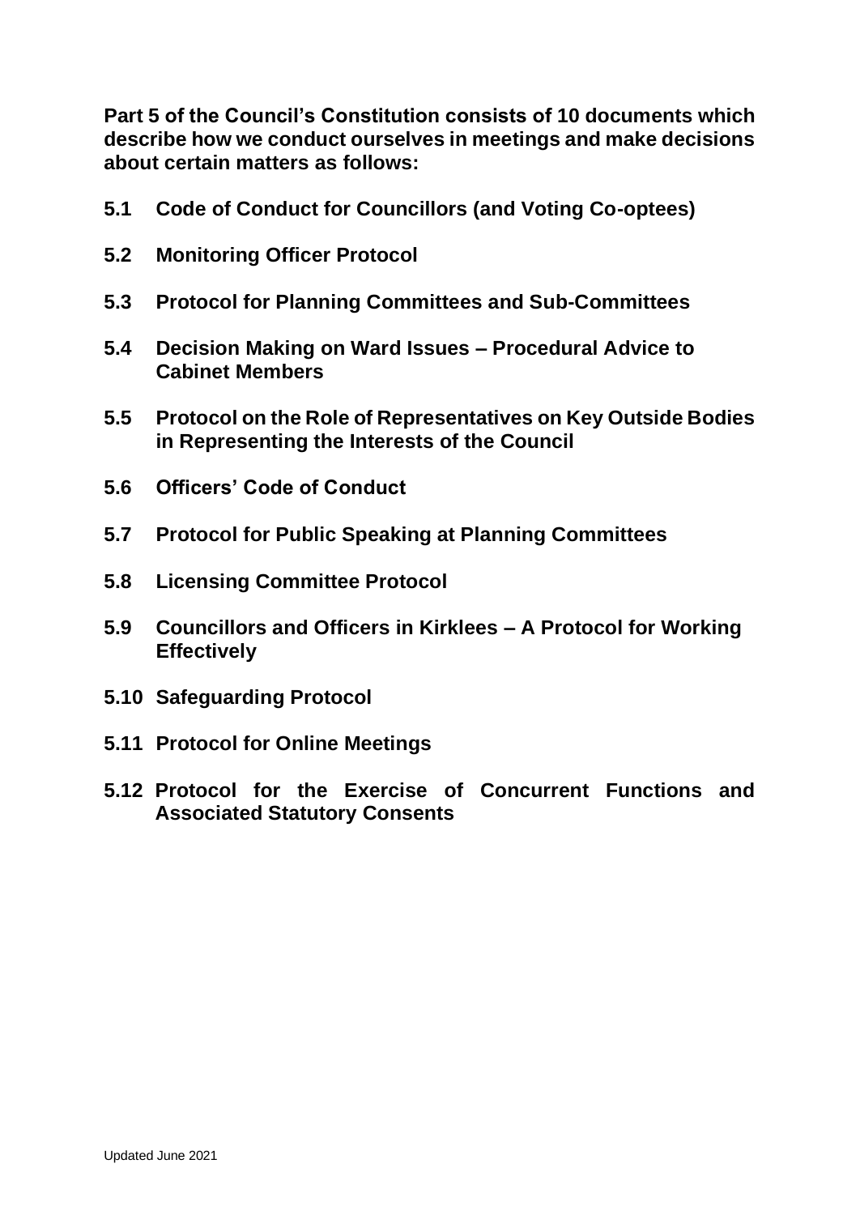**Part 5 of the Council's Constitution consists of 10 documents which describe how we conduct ourselves in meetings and make decisions about certain matters as follows:**

**5.1 Code of Conduct for Councillors (and Voting Co-optees)**

**5.2 Monitoring Officer Protocol**

**5.3 Protocol for Planning Committees and Sub-Committees**

**5.4 Decision Making on Ward Issues – Procedural Advice to Cabinet Members**

**5.5 Protocol on the Role of Representatives on Key Outside Bodies in Representing the Interests of the Council**

**5.6 Officers' Code of Conduct**

**5.7 Protocol for Public Speaking at Planning Committees**

**5.8 Licensing Committee Protocol**

**5.9 Councillors and Officers in Kirklees – A Protocol for Working Effectively**

**5.10 Safeguarding Protocol**

**5.11 Protocol for Online Meetings**

**5.12 Protocol for the Exercise of Concurrent Functions and Associated Statutory Consents**

Updated June 2021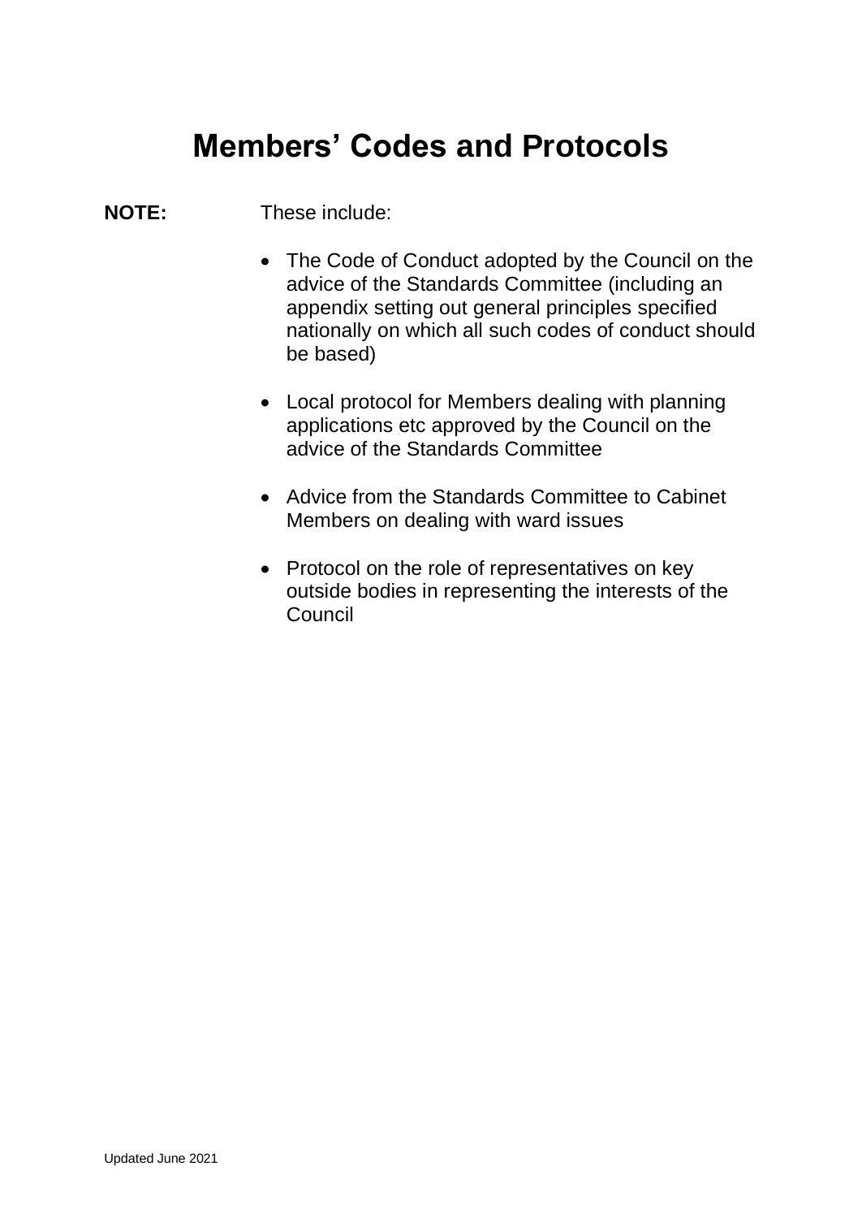# Members' Codes and Protocols

**NOTE:** These include:

- The Code of Conduct adopted by the Council on the advice of the Standards Committee (including an appendix setting out general principles specified nationally on which all such codes of conduct should be based)

- Local protocol for Members dealing with planning applications etc approved by the Council on the advice of the Standards Committee

- Advice from the Standards Committee to Cabinet Members on dealing with ward issues

- Protocol on the role of representatives on key outside bodies in representing the interests of the Council

Updated June 2021